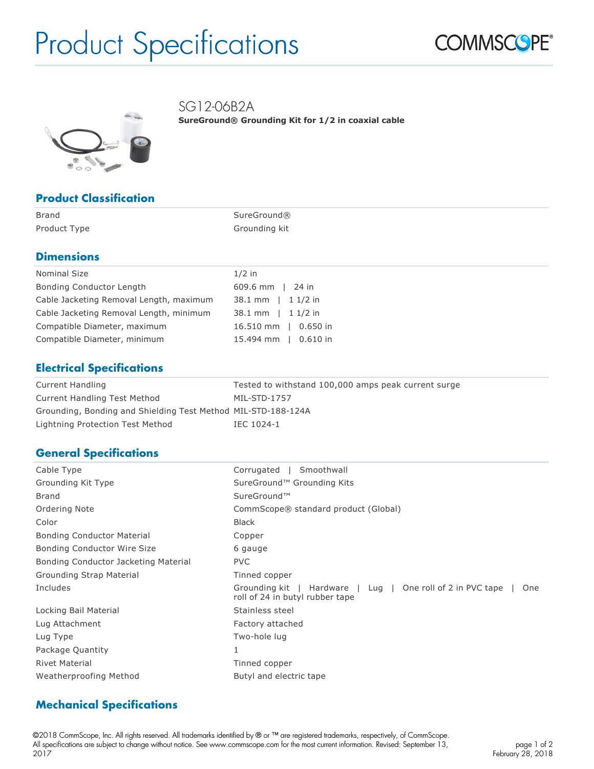# Product Specifications

COMMSCOPE®

## SG12-06B2A

**SureGround® Grounding Kit for 1/2 in coaxial cable**

## Product Classification

| | |
|---|---|
| Brand | SureGround® |
| Product Type | Grounding kit |

## Dimensions

| | |
|---|---|
| Nominal Size | 1/2 in |
| Bonding Conductor Length | 609.6 mm \| 24 in |
| Cable Jacketing Removal Length, maximum | 38.1 mm \| 1 1/2 in |
| Cable Jacketing Removal Length, minimum | 38.1 mm \| 1 1/2 in |
| Compatible Diameter, maximum | 16.510 mm \| 0.650 in |
| Compatible Diameter, minimum | 15.494 mm \| 0.610 in |

## Electrical Specifications

| | |
|---|---|
| Current Handling | Tested to withstand 100,000 amps peak current surge |
| Current Handling Test Method | MIL-STD-1757 |
| Grounding, Bonding and Shielding Test Method | MIL-STD-188-124A |
| Lightning Protection Test Method | IEC 1024-1 |

## General Specifications

| | |
|---|---|
| Cable Type | Corrugated \| Smoothwall |
| Grounding Kit Type | SureGround™ Grounding Kits |
| Brand | SureGround™ |
| Ordering Note | CommScope® standard product (Global) |
| Color | Black |
| Bonding Conductor Material | Copper |
| Bonding Conductor Wire Size | 6 gauge |
| Bonding Conductor Jacketing Material | PVC |
| Grounding Strap Material | Tinned copper |
| Includes | Grounding kit \| Hardware \| Lug \| One roll of 2 in PVC tape \| One roll of 24 in butyl rubber tape |
| Locking Bail Material | Stainless steel |
| Lug Attachment | Factory attached |
| Lug Type | Two-hole lug |
| Package Quantity | 1 |
| Rivet Material | Tinned copper |
| Weatherproofing Method | Butyl and electric tape |

## Mechanical Specifications

©2018 CommScope, Inc. All rights reserved. All trademarks identified by ® or ™ are registered trademarks, respectively, of CommScope. All specifications are subject to change without notice. See www.commscope.com for the most current information. Revised: September 13, 2017

February 28, 2018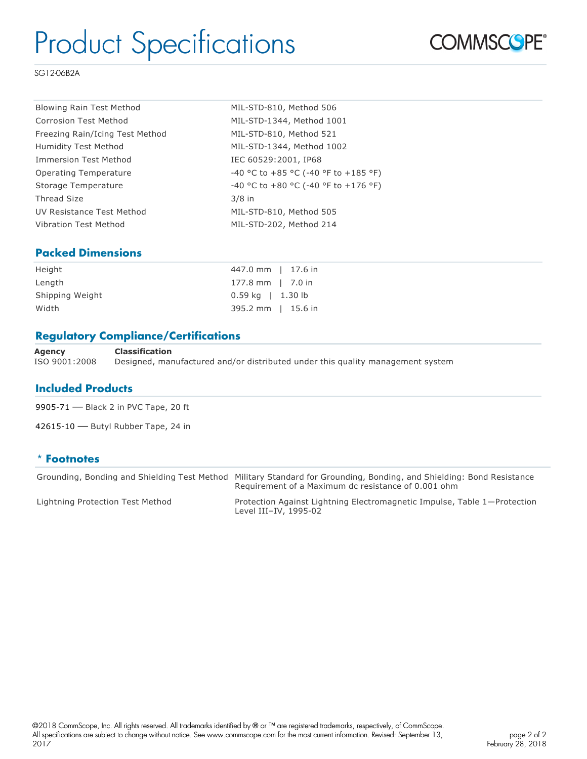# Product Specifications

SG12-06B2A

| | |
|---|---|
| Blowing Rain Test Method | MIL-STD-810, Method 506 |
| Corrosion Test Method | MIL-STD-1344, Method 1001 |
| Freezing Rain/Icing Test Method | MIL-STD-810, Method 521 |
| Humidity Test Method | MIL-STD-1344, Method 1002 |
| Immersion Test Method | IEC 60529:2001, IP68 |
| Operating Temperature | -40 °C to +85 °C (-40 °F to +185 °F) |
| Storage Temperature | -40 °C to +80 °C (-40 °F to +176 °F) |
| Thread Size | 3/8 in |
| UV Resistance Test Method | MIL-STD-810, Method 505 |
| Vibration Test Method | MIL-STD-202, Method 214 |

## Packed Dimensions

| | |
|---|---|
| Height | 447.0 mm \| 17.6 in |
| Length | 177.8 mm \| 7.0 in |
| Shipping Weight | 0.59 kg \| 1.30 lb |
| Width | 395.2 mm \| 15.6 in |

## Regulatory Compliance/Certifications

| Agency | Classification |
|---|---|
| ISO 9001:2008 | Designed, manufactured and/or distributed under this quality management system |

## Included Products

9905-71 — Black 2 in PVC Tape, 20 ft

42615-10 — Butyl Rubber Tape, 24 in

## * Footnotes

| | |
|---|---|
| Grounding, Bonding and Shielding Test Method | Military Standard for Grounding, Bonding, and Shielding: Bond Resistance Requirement of a Maximum dc resistance of 0.001 ohm |
| Lightning Protection Test Method | Protection Against Lightning Electromagnetic Impulse, Table 1—Protection Level III–IV, 1995-02 |

©2018 CommScope, Inc. All rights reserved. All trademarks identified by ® or ™ are registered trademarks, respectively, of CommScope. All specifications are subject to change without notice. See www.commscope.com for the most current information. Revised: September 13, 2017

February 28, 2018